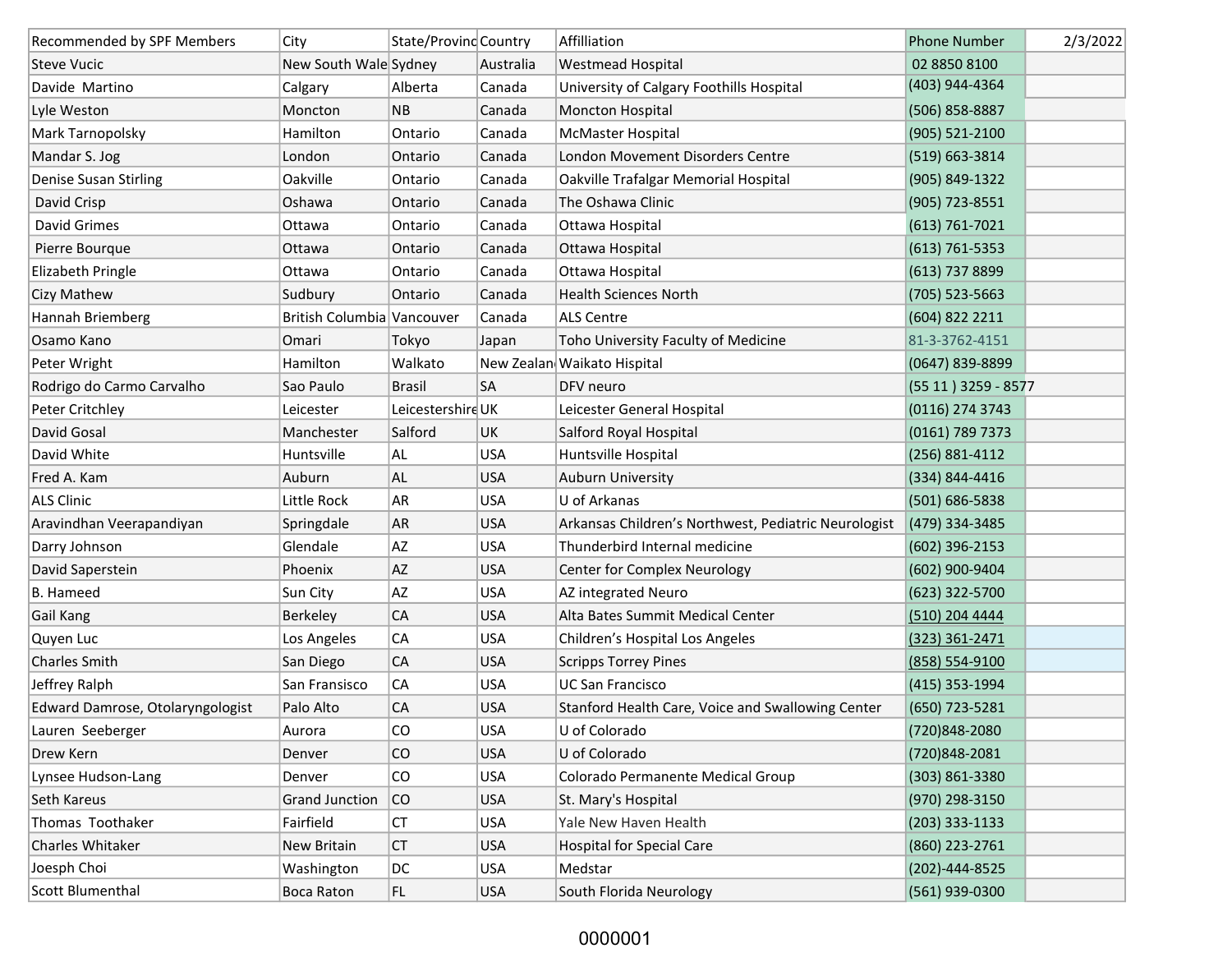| Recommended by SPF Members | City | State/Provinc | Country | Affilliation | Phone Number | 2/3/2022 |
|---|---|---|---|---|---|---|
| Steve Vucic | New South Wale | Sydney | Australia | Westmead Hospital | 02 8850 8100 | |
| Davide Martino | Calgary | Alberta | Canada | University of Calgary Foothills Hospital | (403) 944-4364 | |
| Lyle Weston | Moncton | NB | Canada | Moncton Hospital | (506) 858-8887 | |
| Mark Tarnopolsky | Hamilton | Ontario | Canada | McMaster Hospital | (905) 521-2100 | |
| Mandar S. Jog | London | Ontario | Canada | London Movement Disorders Centre | (519) 663-3814 | |
| Denise Susan Stirling | Oakville | Ontario | Canada | Oakville Trafalgar Memorial Hospital | (905) 849-1322 | |
| David Crisp | Oshawa | Ontario | Canada | The Oshawa Clinic | (905) 723-8551 | |
| David Grimes | Ottawa | Ontario | Canada | Ottawa Hospital | (613) 761-7021 | |
| Pierre Bourque | Ottawa | Ontario | Canada | Ottawa Hospital | (613) 761-5353 | |
| Elizabeth Pringle | Ottawa | Ontario | Canada | Ottawa Hospital | (613) 737 8899 | |
| Cizy Mathew | Sudbury | Ontario | Canada | Health Sciences North | (705) 523-5663 | |
| Hannah Briemberg | British Columbia | Vancouver | Canada | ALS Centre | (604) 822 2211 | |
| Osamo Kano | Omari | Tokyo | Japan | Toho University Faculty of Medicine | 81-3-3762-4151 | |
| Peter Wright | Hamilton | Walkato | New Zealan | Waikato Hispital | (0647) 839-8899 | |
| Rodrigo do Carmo Carvalho | Sao Paulo | Brasil | SA | DFV neuro | (55 11 ) 3259 - 8577 | |
| Peter Critchley | Leicester | Leicestershire | UK | Leicester General Hospital | (0116) 274 3743 | |
| David Gosal | Manchester | Salford | UK | Salford Royal Hospital | (0161) 789 7373 | |
| David White | Huntsville | AL | USA | Huntsville Hospital | (256) 881-4112 | |
| Fred A. Kam | Auburn | AL | USA | Auburn University | (334) 844-4416 | |
| ALS Clinic | Little Rock | AR | USA | U of Arkanas | (501) 686-5838 | |
| Aravindhan Veerapandiyan | Springdale | AR | USA | Arkansas Children's Northwest, Pediatric Neurologist | (479) 334-3485 | |
| Darry Johnson | Glendale | AZ | USA | Thunderbird Internal medicine | (602) 396-2153 | |
| David Saperstein | Phoenix | AZ | USA | Center for Complex Neurology | (602) 900-9404 | |
| B. Hameed | Sun City | AZ | USA | AZ integrated Neuro | (623) 322-5700 | |
| Gail Kang | Berkeley | CA | USA | Alta Bates Summit Medical Center | (510) 204 4444 | |
| Quyen Luc | Los Angeles | CA | USA | Children's Hospital Los Angeles | (323) 361-2471 | |
| Charles Smith | San Diego | CA | USA | Scripps Torrey Pines | (858) 554-9100 | |
| Jeffrey Ralph | San Fransisco | CA | USA | UC San Francisco | (415) 353-1994 | |
| Edward Damrose, Otolaryngologist | Palo Alto | CA | USA | Stanford Health Care, Voice and Swallowing Center | (650) 723-5281 | |
| Lauren Seeberger | Aurora | CO | USA | U of Colorado | (720)848-2080 | |
| Drew Kern | Denver | CO | USA | U of Colorado | (720)848-2081 | |
| Lynsee Hudson-Lang | Denver | CO | USA | Colorado Permanente Medical Group | (303) 861-3380 | |
| Seth Kareus | Grand Junction | CO | USA | St. Mary's Hospital | (970) 298-3150 | |
| Thomas Toothaker | Fairfield | CT | USA | Yale New Haven Health | (203) 333-1133 | |
| Charles Whitaker | New Britain | CT | USA | Hospital for Special Care | (860) 223-2761 | |
| Joesph Choi | Washington | DC | USA | Medstar | (202)-444-8525 | |
| Scott Blumenthal | Boca Raton | FL | USA | South Florida Neurology | (561) 939-0300 | |

0000001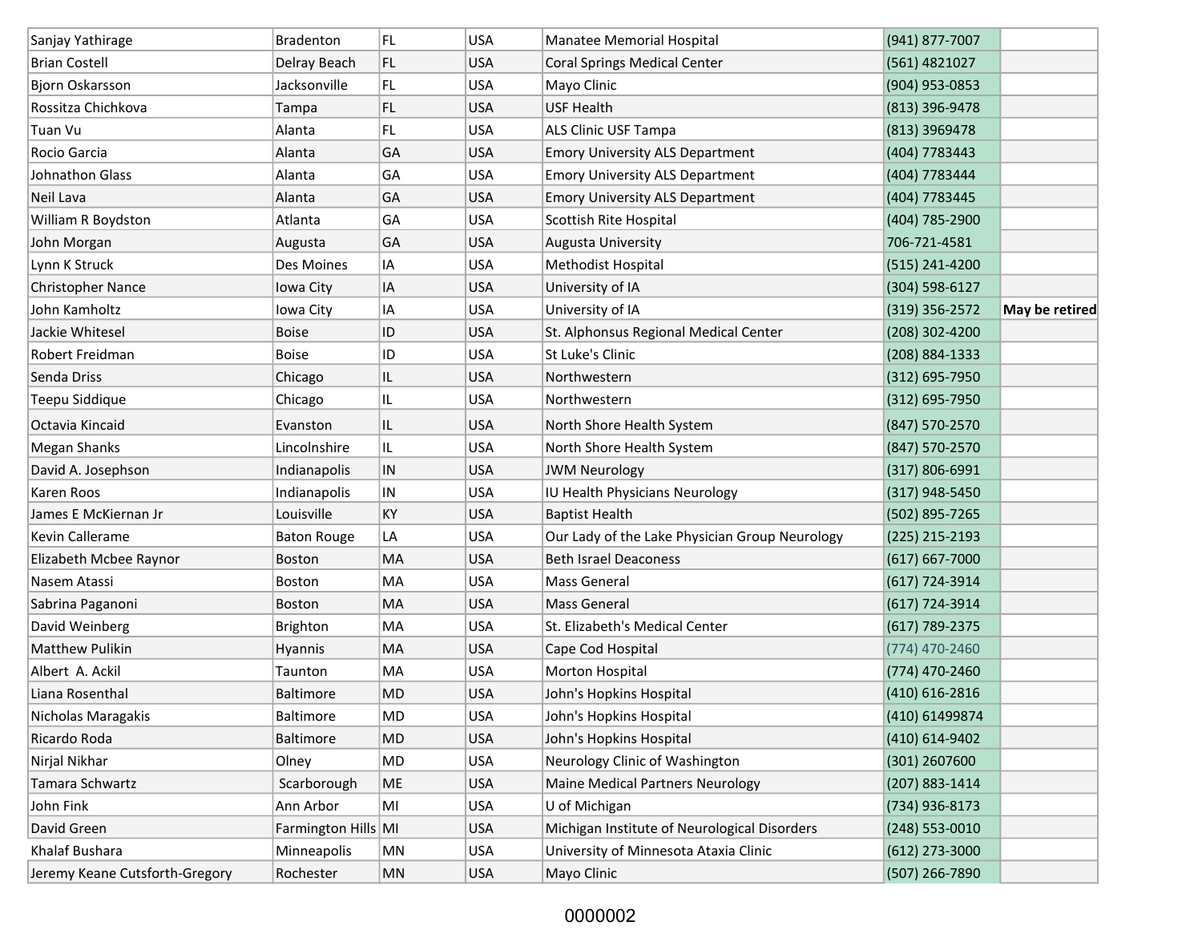| | | | | | | |
|---|---|---|---|---|---|---|
| Sanjay Yathirage | Bradenton | FL | USA | Manatee Memorial Hospital | (941) 877-7007 | |
| Brian Costell | Delray Beach | FL | USA | Coral Springs Medical Center | (561) 4821027 | |
| Bjorn Oskarsson | Jacksonville | FL | USA | Mayo Clinic | (904) 953-0853 | |
| Rossitza Chichkova | Tampa | FL | USA | USF Health | (813) 396-9478 | |
| Tuan Vu | Alanta | FL | USA | ALS Clinic USF Tampa | (813) 3969478 | |
| Rocio Garcia | Alanta | GA | USA | Emory University ALS Department | (404) 7783443 | |
| Johnathon Glass | Alanta | GA | USA | Emory University ALS Department | (404) 7783444 | |
| Neil Lava | Alanta | GA | USA | Emory University ALS Department | (404) 7783445 | |
| William R Boydston | Atlanta | GA | USA | Scottish Rite Hospital | (404) 785-2900 | |
| John Morgan | Augusta | GA | USA | Augusta University | 706-721-4581 | |
| Lynn K Struck | Des Moines | IA | USA | Methodist Hospital | (515) 241-4200 | |
| Christopher Nance | Iowa City | IA | USA | University of IA | (304) 598-6127 | |
| John Kamholtz | Iowa City | IA | USA | University of IA | (319) 356-2572 | **May be retired** |
| Jackie Whitesel | Boise | ID | USA | St. Alphonsus Regional Medical Center | (208) 302-4200 | |
| Robert Freidman | Boise | ID | USA | St Luke's Clinic | (208) 884-1333 | |
| Senda Driss | Chicago | IL | USA | Northwestern | (312) 695-7950 | |
| Teepu Siddique | Chicago | IL | USA | Northwestern | (312) 695-7950 | |
| Octavia Kincaid | Evanston | IL | USA | North Shore Health System | (847) 570-2570 | |
| Megan Shanks | Lincolnshire | IL | USA | North Shore Health System | (847) 570-2570 | |
| David A. Josephson | Indianapolis | IN | USA | JWM Neurology | (317) 806-6991 | |
| Karen Roos | Indianapolis | IN | USA | IU Health Physicians Neurology | (317) 948-5450 | |
| James E McKiernan Jr | Louisville | KY | USA | Baptist Health | (502) 895-7265 | |
| Kevin Callerame | Baton Rouge | LA | USA | Our Lady of the Lake Physician Group Neurology | (225) 215-2193 | |
| Elizabeth Mcbee Raynor | Boston | MA | USA | Beth Israel Deaconess | (617) 667-7000 | |
| Nasem Atassi | Boston | MA | USA | Mass General | (617) 724-3914 | |
| Sabrina Paganoni | Boston | MA | USA | Mass General | (617) 724-3914 | |
| David Weinberg | Brighton | MA | USA | St. Elizabeth's Medical Center | (617) 789-2375 | |
| Matthew Pulikin | Hyannis | MA | USA | Cape Cod Hospital | (774) 470-2460 | |
| Albert A. Ackil | Taunton | MA | USA | Morton Hospital | (774) 470-2460 | |
| Liana Rosenthal | Baltimore | MD | USA | John's Hopkins Hospital | (410) 616-2816 | |
| Nicholas Maragakis | Baltimore | MD | USA | John's Hopkins Hospital | (410) 61499874 | |
| Ricardo Roda | Baltimore | MD | USA | John's Hopkins Hospital | (410) 614-9402 | |
| Nirjal Nikhar | Olney | MD | USA | Neurology Clinic of Washington | (301) 2607600 | |
| Tamara Schwartz | Scarborough | ME | USA | Maine Medical Partners Neurology | (207) 883-1414 | |
| John Fink | Ann Arbor | MI | USA | U of Michigan | (734) 936-8173 | |
| David Green | Farmington Hills | MI | USA | Michigan Institute of Neurological Disorders | (248) 553-0010 | |
| Khalaf Bushara | Minneapolis | MN | USA | University of Minnesota Ataxia Clinic | (612) 273-3000 | |
| Jeremy Keane Cutsforth-Gregory | Rochester | MN | USA | Mayo Clinic | (507) 266-7890 | |

0000002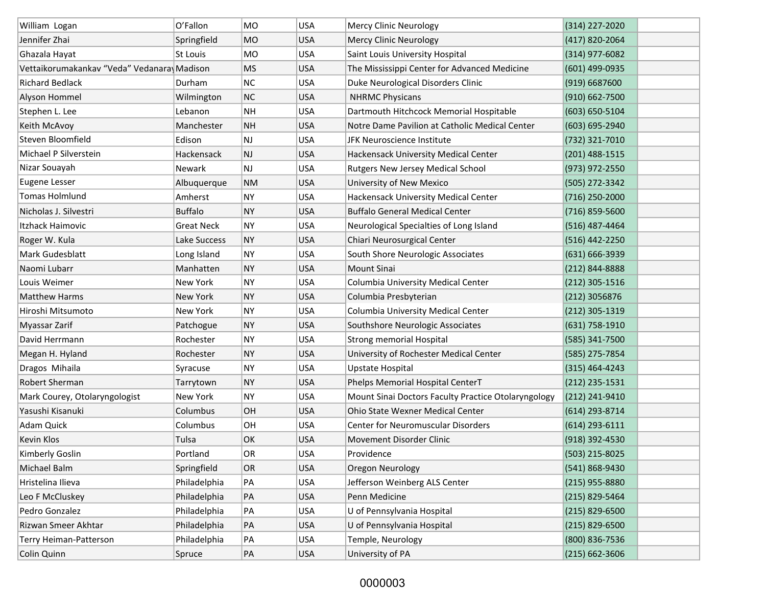| | | | | | | |
|---|---|---|---|---|---|---|
| William  Logan | O'Fallon | MO | USA | Mercy Clinic Neurology | (314) 227-2020 | |
| Jennifer Zhai | Springfield | MO | USA | Mercy Clinic Neurology | (417) 820-2064 | |
| Ghazala Hayat | St Louis | MO | USA | Saint Louis University Hospital | (314) 977-6082 | |
| Vettaikorumakankav "Veda" Vedanaray | Madison | MS | USA | The Mississippi Center for Advanced Medicine | (601) 499-0935 | |
| Richard Bedlack | Durham | NC | USA | Duke Neurological Disorders Clinic | (919) 6687600 | |
| Alyson Hommel | Wilmington | NC | USA | NHRMC Physicans | (910) 662-7500 | |
| Stephen L. Lee | Lebanon | NH | USA | Dartmouth Hitchcock Memorial Hospitable | (603) 650-5104 | |
| Keith McAvoy | Manchester | NH | USA | Notre Dame Pavilion at Catholic Medical Center | (603) 695-2940 | |
| Steven Bloomfield | Edison | NJ | USA | JFK Neuroscience Institute | (732) 321-7010 | |
| Michael P Silverstein | Hackensack | NJ | USA | Hackensack University Medical Center | (201) 488-1515 | |
| Nizar Souayah | Newark | NJ | USA | Rutgers New Jersey Medical School | (973) 972-2550 | |
| Eugene Lesser | Albuquerque | NM | USA | University of New Mexico | (505) 272-3342 | |
| Tomas Holmlund | Amherst | NY | USA | Hackensack University Medical Center | (716) 250-2000 | |
| Nicholas J. Silvestri | Buffalo | NY | USA | Buffalo General Medical Center | (716) 859-5600 | |
| Itzhack Haimovic | Great Neck | NY | USA | Neurological Specialties of Long Island | (516) 487-4464 | |
| Roger W. Kula | Lake Success | NY | USA | Chiari Neurosurgical Center | (516) 442-2250 | |
| Mark Gudesblatt | Long Island | NY | USA | South Shore Neurologic Associates | (631) 666-3939 | |
| Naomi Lubarr | Manhatten | NY | USA | Mount Sinai | (212) 844-8888 | |
| Louis Weimer | New York | NY | USA | Columbia University Medical Center | (212) 305-1516 | |
| Matthew Harms | New York | NY | USA | Columbia Presbyterian | (212) 3056876 | |
| Hiroshi Mitsumoto | New York | NY | USA | Columbia University Medical Center | (212) 305-1319 | |
| Myassar Zarif | Patchogue | NY | USA | Southshore Neurologic Associates | (631) 758-1910 | |
| David Herrmann | Rochester | NY | USA | Strong memorial Hospital | (585) 341-7500 | |
| Megan H. Hyland | Rochester | NY | USA | University of Rochester Medical Center | (585) 275-7854 | |
| Dragos  Mihaila | Syracuse | NY | USA | Upstate Hospital | (315) 464-4243 | |
| Robert Sherman | Tarrytown | NY | USA | Phelps Memorial Hospital CenterT | (212) 235-1531 | |
| Mark Courey, Otolaryngologist | New York | NY | USA | Mount Sinai Doctors Faculty Practice Otolaryngology | (212) 241-9410 | |
| Yasushi Kisanuki | Columbus | OH | USA | Ohio State Wexner Medical Center | (614) 293-8714 | |
| Adam Quick | Columbus | OH | USA | Center for Neuromuscular Disorders | (614) 293-6111 | |
| Kevin Klos | Tulsa | OK | USA | Movement Disorder Clinic | (918) 392-4530 | |
| Kimberly Goslin | Portland | OR | USA | Providence | (503) 215-8025 | |
| Michael Balm | Springfield | OR | USA | Oregon Neurology | (541) 868-9430 | |
| Hristelina Ilieva | Philadelphia | PA | USA | Jefferson Weinberg ALS Center | (215) 955-8880 | |
| Leo F McCluskey | Philadelphia | PA | USA | Penn Medicine | (215) 829-5464 | |
| Pedro Gonzalez | Philadelphia | PA | USA | U of Pennsylvania Hospital | (215) 829-6500 | |
| Rizwan Smeer Akhtar | Philadelphia | PA | USA | U of Pennsylvania Hospital | (215) 829-6500 | |
| Terry Heiman-Patterson | Philadelphia | PA | USA | Temple, Neurology | (800) 836-7536 | |
| Colin Quinn | Spruce | PA | USA | University of PA | (215) 662-3606 | |

0000003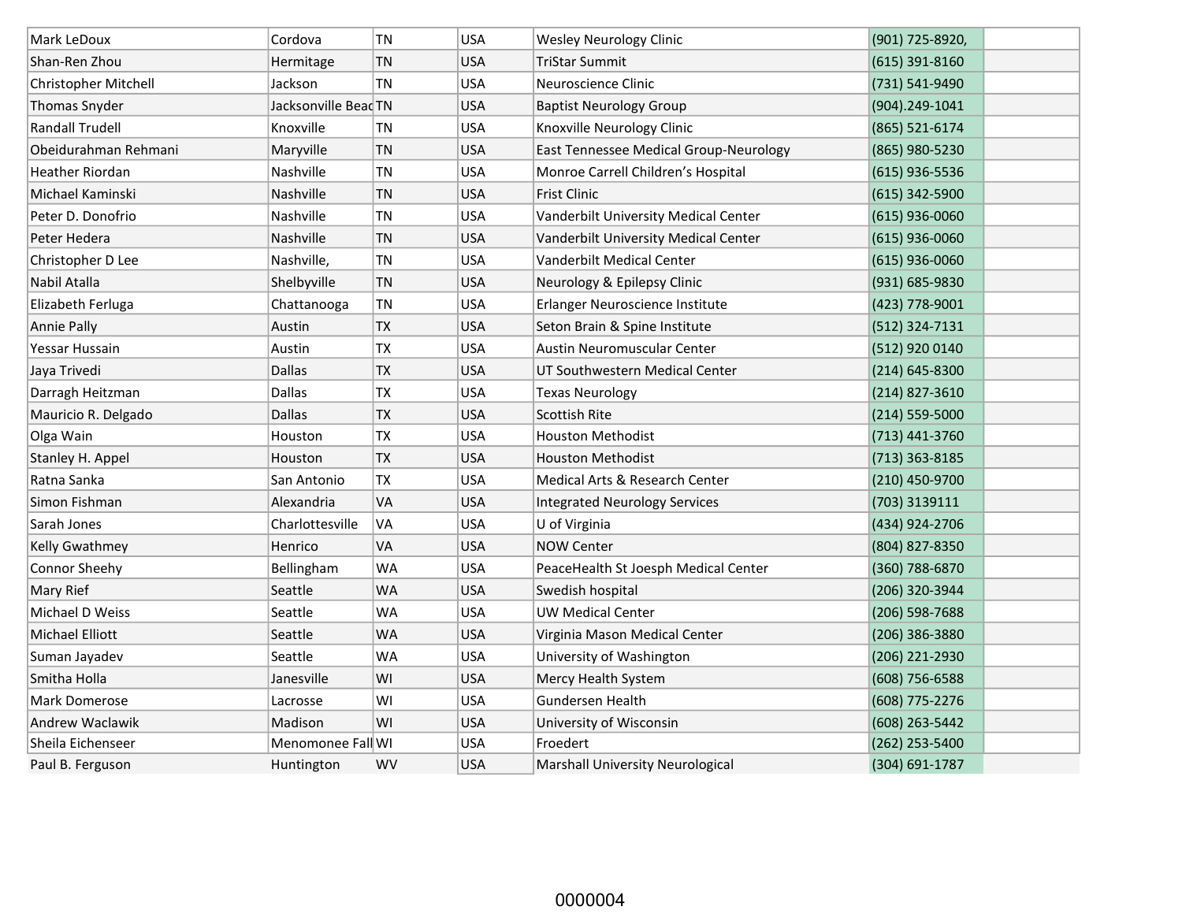| | | | | | | |
|---|---|---|---|---|---|---|
| Mark LeDoux | Cordova | TN | USA | Wesley Neurology Clinic | (901) 725-8920, | |
| Shan-Ren Zhou | Hermitage | TN | USA | TriStar Summit | (615) 391-8160 | |
| Christopher Mitchell | Jackson | TN | USA | Neuroscience Clinic | (731) 541-9490 | |
| Thomas Snyder | Jacksonville Beac | TN | USA | Baptist Neurology Group | (904).249-1041 | |
| Randall Trudell | Knoxville | TN | USA | Knoxville Neurology Clinic | (865) 521-6174 | |
| Obeidurahman Rehmani | Maryville | TN | USA | East Tennessee Medical Group-Neurology | (865) 980-5230 | |
| Heather Riordan | Nashville | TN | USA | Monroe Carrell Children's Hospital | (615) 936-5536 | |
| Michael Kaminski | Nashville | TN | USA | Frist Clinic | (615) 342-5900 | |
| Peter D. Donofrio | Nashville | TN | USA | Vanderbilt University Medical Center | (615) 936-0060 | |
| Peter Hedera | Nashville | TN | USA | Vanderbilt University Medical Center | (615) 936-0060 | |
| Christopher D Lee | Nashville, | TN | USA | Vanderbilt Medical Center | (615) 936-0060 | |
| Nabil Atalla | Shelbyville | TN | USA | Neurology & Epilepsy Clinic | (931) 685-9830 | |
| Elizabeth Ferluga | Chattanooga | TN | USA | Erlanger Neuroscience Institute | (423) 778-9001 | |
| Annie Pally | Austin | TX | USA | Seton Brain & Spine Institute | (512) 324-7131 | |
| Yessar Hussain | Austin | TX | USA | Austin Neuromuscular Center | (512) 920 0140 | |
| Jaya Trivedi | Dallas | TX | USA | UT Southwestern Medical Center | (214) 645-8300 | |
| Darragh Heitzman | Dallas | TX | USA | Texas Neurology | (214) 827-3610 | |
| Mauricio R. Delgado | Dallas | TX | USA | Scottish Rite | (214) 559-5000 | |
| Olga Wain | Houston | TX | USA | Houston Methodist | (713) 441-3760 | |
| Stanley H. Appel | Houston | TX | USA | Houston Methodist | (713) 363-8185 | |
| Ratna Sanka | San Antonio | TX | USA | Medical Arts & Research Center | (210) 450-9700 | |
| Simon Fishman | Alexandria | VA | USA | Integrated Neurology Services | (703) 3139111 | |
| Sarah Jones | Charlottesville | VA | USA | U of Virginia | (434) 924-2706 | |
| Kelly Gwathmey | Henrico | VA | USA | NOW Center | (804) 827-8350 | |
| Connor Sheehy | Bellingham | WA | USA | PeaceHealth St Joesph Medical Center | (360) 788-6870 | |
| Mary Rief | Seattle | WA | USA | Swedish hospital | (206) 320-3944 | |
| Michael D Weiss | Seattle | WA | USA | UW Medical Center | (206) 598-7688 | |
| Michael Elliott | Seattle | WA | USA | Virginia Mason Medical Center | (206) 386-3880 | |
| Suman Jayadev | Seattle | WA | USA | University of Washington | (206) 221-2930 | |
| Smitha Holla | Janesville | WI | USA | Mercy Health System | (608) 756-6588 | |
| Mark Domerose | Lacrosse | WI | USA | Gundersen Health | (608) 775-2276 | |
| Andrew Waclawik | Madison | WI | USA | University of Wisconsin | (608) 263-5442 | |
| Sheila Eichenseer | Menomonee Fall | WI | USA | Froedert | (262) 253-5400 | |
| Paul B. Ferguson | Huntington | WV | USA | Marshall University Neurological | (304) 691-1787 | |